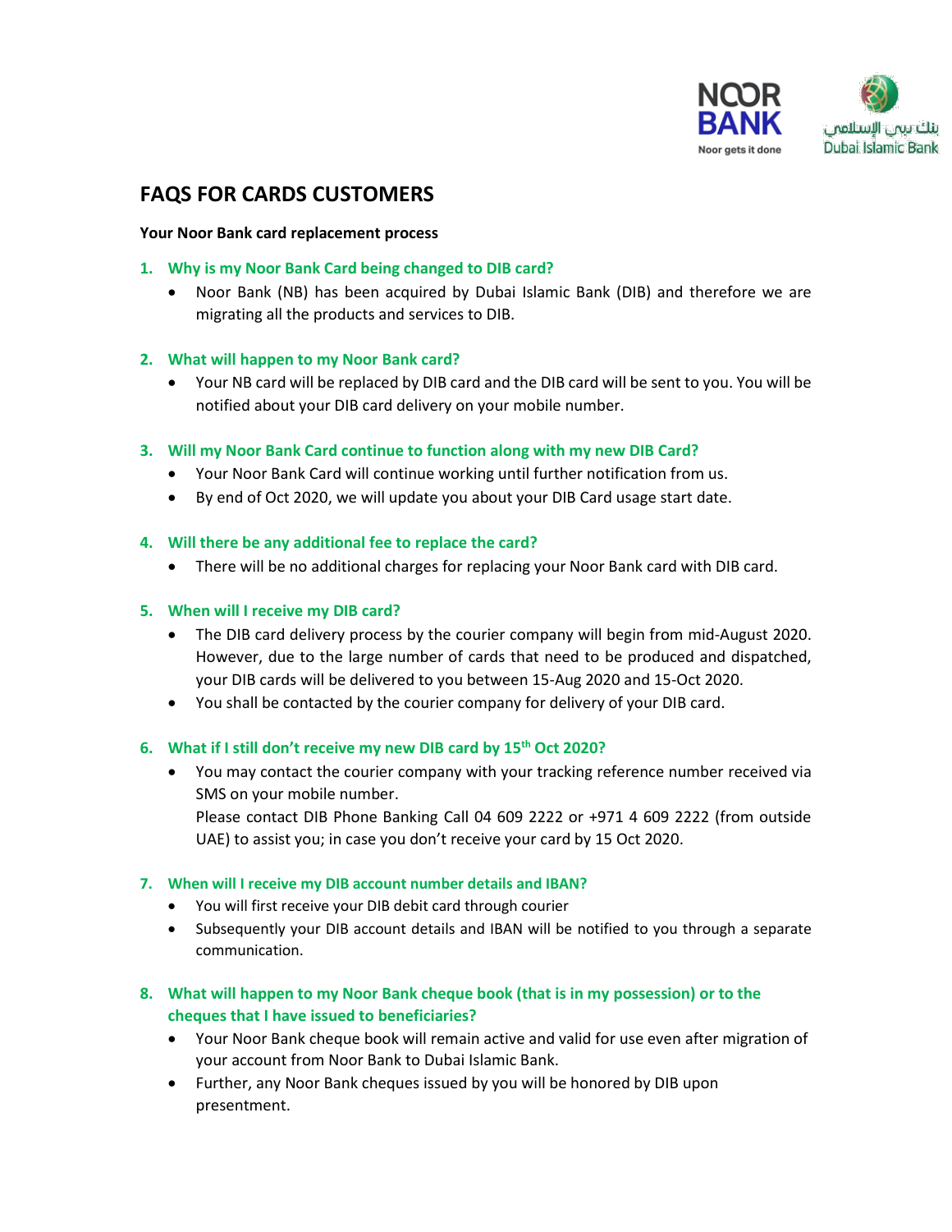# FAQS FOR CARDS CUSTOMERS

**Your Noor Bank card replacement process**

## 1. Why is my Noor Bank Card being changed to DIB card?

- Noor Bank (NB) has been acquired by Dubai Islamic Bank (DIB) and therefore we are migrating all the products and services to DIB.

## 2. What will happen to my Noor Bank card?

- Your NB card will be replaced by DIB card and the DIB card will be sent to you. You will be notified about your DIB card delivery on your mobile number.

## 3. Will my Noor Bank Card continue to function along with my new DIB Card?

- Your Noor Bank Card will continue working until further notification from us.
- By end of Oct 2020, we will update you about your DIB Card usage start date.

## 4. Will there be any additional fee to replace the card?

- There will be no additional charges for replacing your Noor Bank card with DIB card.

## 5. When will I receive my DIB card?

- The DIB card delivery process by the courier company will begin from mid-August 2020. However, due to the large number of cards that need to be produced and dispatched, your DIB cards will be delivered to you between 15-Aug 2020 and 15-Oct 2020.
- You shall be contacted by the courier company for delivery of your DIB card.

## 6. What if I still don't receive my new DIB card by 15th Oct 2020?

- You may contact the courier company with your tracking reference number received via SMS on your mobile number.
  Please contact DIB Phone Banking Call 04 609 2222 or +971 4 609 2222 (from outside UAE) to assist you; in case you don't receive your card by 15 Oct 2020.

## 7. When will I receive my DIB account number details and IBAN?

- You will first receive your DIB debit card through courier
- Subsequently your DIB account details and IBAN will be notified to you through a separate communication.

## 8. What will happen to my Noor Bank cheque book (that is in my possession) or to the cheques that I have issued to beneficiaries?

- Your Noor Bank cheque book will remain active and valid for use even after migration of your account from Noor Bank to Dubai Islamic Bank.
- Further, any Noor Bank cheques issued by you will be honored by DIB upon presentment.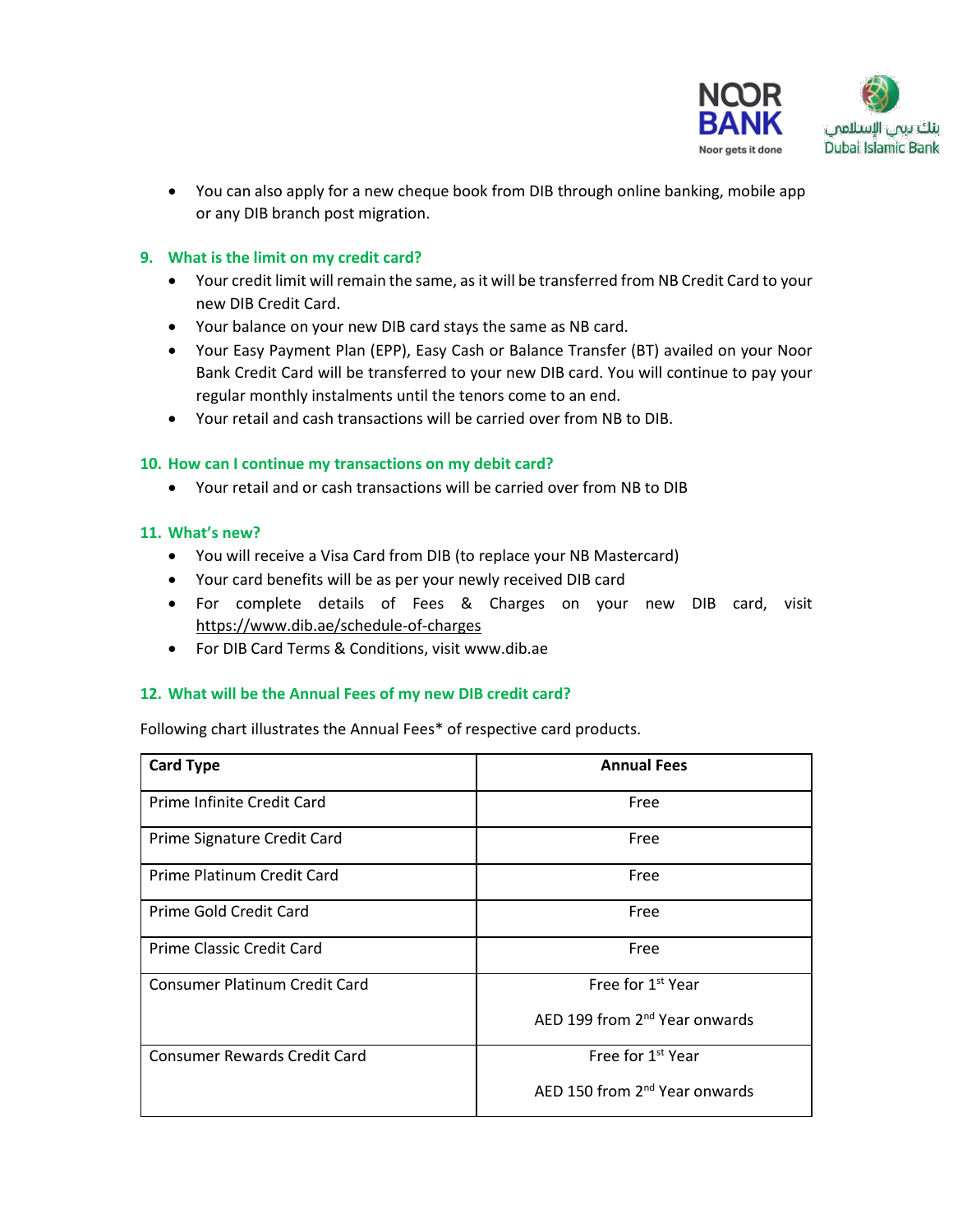- You can also apply for a new cheque book from DIB through online banking, mobile app or any DIB branch post migration.

### 9. What is the limit on my credit card?

- Your credit limit will remain the same, as it will be transferred from NB Credit Card to your new DIB Credit Card.
- Your balance on your new DIB card stays the same as NB card.
- Your Easy Payment Plan (EPP), Easy Cash or Balance Transfer (BT) availed on your Noor Bank Credit Card will be transferred to your new DIB card. You will continue to pay your regular monthly instalments until the tenors come to an end.
- Your retail and cash transactions will be carried over from NB to DIB.

### 10. How can I continue my transactions on my debit card?

- Your retail and or cash transactions will be carried over from NB to DIB

### 11. What's new?

- You will receive a Visa Card from DIB (to replace your NB Mastercard)
- Your card benefits will be as per your newly received DIB card
- For complete details of Fees & Charges on your new DIB card, visit https://www.dib.ae/schedule-of-charges
- For DIB Card Terms & Conditions, visit www.dib.ae

### 12. What will be the Annual Fees of my new DIB credit card?

Following chart illustrates the Annual Fees* of respective card products.

| Card Type | Annual Fees |
|---|---|
| Prime Infinite Credit Card | Free |
| Prime Signature Credit Card | Free |
| Prime Platinum Credit Card | Free |
| Prime Gold Credit Card | Free |
| Prime Classic Credit Card | Free |
| Consumer Platinum Credit Card | Free for 1st Year<br><br>AED 199 from 2nd Year onwards |
| Consumer Rewards Credit Card | Free for 1st Year<br><br>AED 150 from 2nd Year onwards |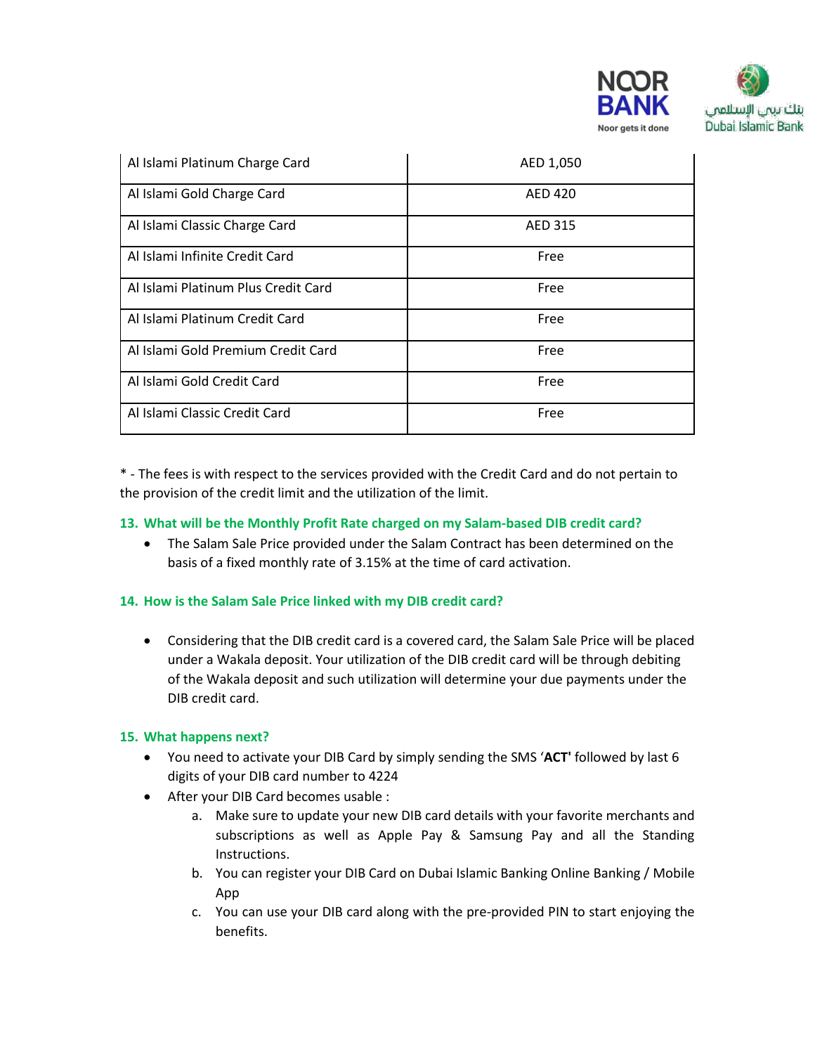| Al Islami Platinum Charge Card | AED 1,050 |
|---|---|
| Al Islami Gold Charge Card | AED 420 |
| Al Islami Classic Charge Card | AED 315 |
| Al Islami Infinite Credit Card | Free |
| Al Islami Platinum Plus Credit Card | Free |
| Al Islami Platinum Credit Card | Free |
| Al Islami Gold Premium Credit Card | Free |
| Al Islami Gold Credit Card | Free |
| Al Islami Classic Credit Card | Free |

* - The fees is with respect to the services provided with the Credit Card and do not pertain to the provision of the credit limit and the utilization of the limit.

### 13. What will be the Monthly Profit Rate charged on my Salam-based DIB credit card?

- The Salam Sale Price provided under the Salam Contract has been determined on the basis of a fixed monthly rate of 3.15% at the time of card activation.

### 14. How is the Salam Sale Price linked with my DIB credit card?

- Considering that the DIB credit card is a covered card, the Salam Sale Price will be placed under a Wakala deposit. Your utilization of the DIB credit card will be through debiting of the Wakala deposit and such utilization will determine your due payments under the DIB credit card.

### 15. What happens next?

- You need to activate your DIB Card by simply sending the SMS '**ACT'** followed by last 6 digits of your DIB card number to 4224
- After your DIB Card becomes usable :
  a. Make sure to update your new DIB card details with your favorite merchants and subscriptions as well as Apple Pay & Samsung Pay and all the Standing Instructions.
  b. You can register your DIB Card on Dubai Islamic Banking Online Banking / Mobile App
  c. You can use your DIB card along with the pre-provided PIN to start enjoying the benefits.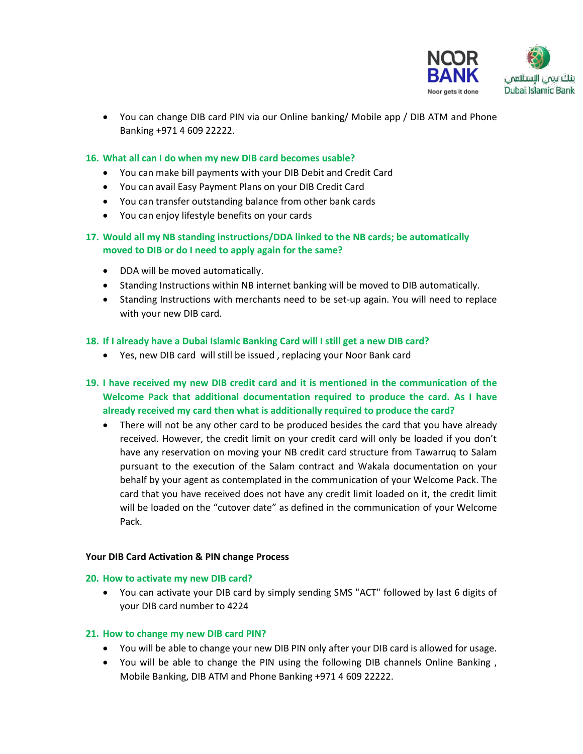- You can change DIB card PIN via our Online banking/ Mobile app / DIB ATM and Phone Banking +971 4 609 22222.

### 16. What all can I do when my new DIB card becomes usable?

- You can make bill payments with your DIB Debit and Credit Card
- You can avail Easy Payment Plans on your DIB Credit Card
- You can transfer outstanding balance from other bank cards
- You can enjoy lifestyle benefits on your cards

### 17. Would all my NB standing instructions/DDA linked to the NB cards; be automatically moved to DIB or do I need to apply again for the same?

- DDA will be moved automatically.
- Standing Instructions within NB internet banking will be moved to DIB automatically.
- Standing Instructions with merchants need to be set-up again. You will need to replace with your new DIB card.

### 18. If I already have a Dubai Islamic Banking Card will I still get a new DIB card?

- Yes, new DIB card will still be issued , replacing your Noor Bank card

### 19. I have received my new DIB credit card and it is mentioned in the communication of the Welcome Pack that additional documentation required to produce the card. As I have already received my card then what is additionally required to produce the card?

- There will not be any other card to be produced besides the card that you have already received. However, the credit limit on your credit card will only be loaded if you don't have any reservation on moving your NB credit card structure from Tawarruq to Salam pursuant to the execution of the Salam contract and Wakala documentation on your behalf by your agent as contemplated in the communication of your Welcome Pack. The card that you have received does not have any credit limit loaded on it, the credit limit will be loaded on the "cutover date" as defined in the communication of your Welcome Pack.

## Your DIB Card Activation & PIN change Process

### 20. How to activate my new DIB card?

- You can activate your DIB card by simply sending SMS "ACT" followed by last 6 digits of your DIB card number to 4224

### 21. How to change my new DIB card PIN?

- You will be able to change your new DIB PIN only after your DIB card is allowed for usage.
- You will be able to change the PIN using the following DIB channels Online Banking , Mobile Banking, DIB ATM and Phone Banking +971 4 609 22222.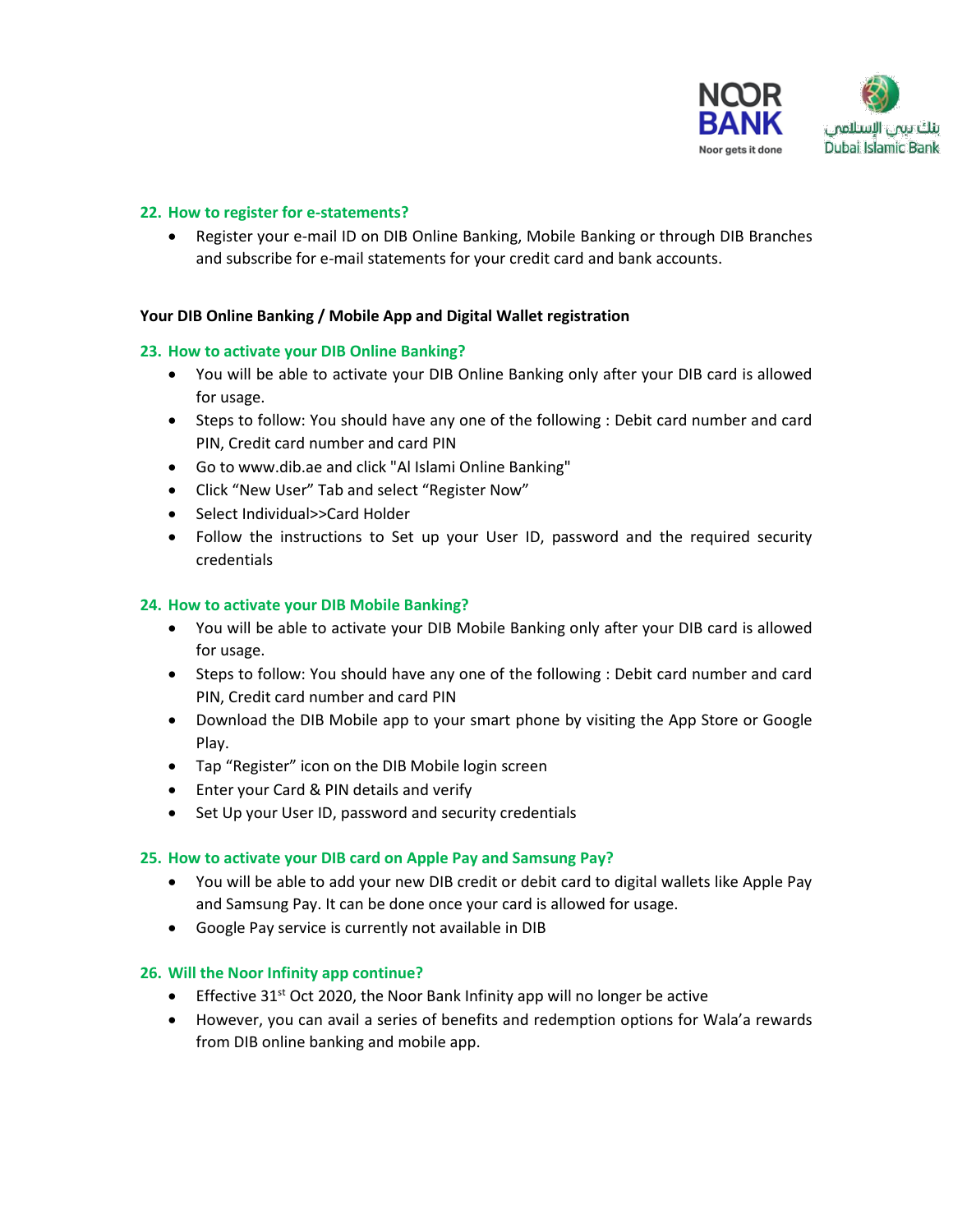## 22. How to register for e-statements?

- Register your e-mail ID on DIB Online Banking, Mobile Banking or through DIB Branches and subscribe for e-mail statements for your credit card and bank accounts.

**Your DIB Online Banking / Mobile App and Digital Wallet registration**

## 23. How to activate your DIB Online Banking?

- You will be able to activate your DIB Online Banking only after your DIB card is allowed for usage.
- Steps to follow: You should have any one of the following : Debit card number and card PIN, Credit card number and card PIN
- Go to www.dib.ae and click "Al Islami Online Banking"
- Click "New User" Tab and select "Register Now"
- Select Individual>>Card Holder
- Follow the instructions to Set up your User ID, password and the required security credentials

## 24. How to activate your DIB Mobile Banking?

- You will be able to activate your DIB Mobile Banking only after your DIB card is allowed for usage.
- Steps to follow: You should have any one of the following : Debit card number and card PIN, Credit card number and card PIN
- Download the DIB Mobile app to your smart phone by visiting the App Store or Google Play.
- Tap "Register" icon on the DIB Mobile login screen
- Enter your Card & PIN details and verify
- Set Up your User ID, password and security credentials

## 25. How to activate your DIB card on Apple Pay and Samsung Pay?

- You will be able to add your new DIB credit or debit card to digital wallets like Apple Pay and Samsung Pay. It can be done once your card is allowed for usage.
- Google Pay service is currently not available in DIB

## 26. Will the Noor Infinity app continue?

- Effective 31st Oct 2020, the Noor Bank Infinity app will no longer be active
- However, you can avail a series of benefits and redemption options for Wala'a rewards from DIB online banking and mobile app.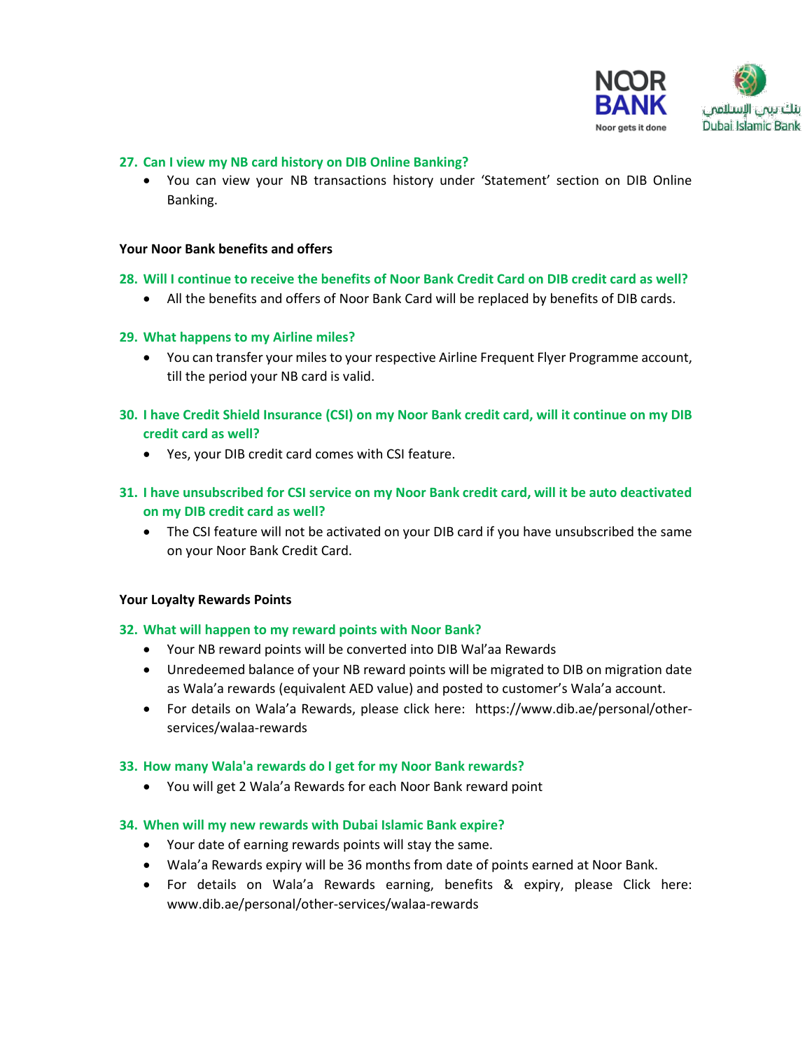**27. Can I view my NB card history on DIB Online Banking?**

- You can view your NB transactions history under 'Statement' section on DIB Online Banking.

**Your Noor Bank benefits and offers**

**28. Will I continue to receive the benefits of Noor Bank Credit Card on DIB credit card as well?**

- All the benefits and offers of Noor Bank Card will be replaced by benefits of DIB cards.

**29. What happens to my Airline miles?**

- You can transfer your miles to your respective Airline Frequent Flyer Programme account, till the period your NB card is valid.

**30. I have Credit Shield Insurance (CSI) on my Noor Bank credit card, will it continue on my DIB credit card as well?**

- Yes, your DIB credit card comes with CSI feature.

**31. I have unsubscribed for CSI service on my Noor Bank credit card, will it be auto deactivated on my DIB credit card as well?**

- The CSI feature will not be activated on your DIB card if you have unsubscribed the same on your Noor Bank Credit Card.

**Your Loyalty Rewards Points**

**32. What will happen to my reward points with Noor Bank?**

- Your NB reward points will be converted into DIB Wal'aa Rewards
- Unredeemed balance of your NB reward points will be migrated to DIB on migration date as Wala'a rewards (equivalent AED value) and posted to customer's Wala'a account.
- For details on Wala'a Rewards, please click here: https://www.dib.ae/personal/other-services/walaa-rewards

**33. How many Wala'a rewards do I get for my Noor Bank rewards?**

- You will get 2 Wala'a Rewards for each Noor Bank reward point

**34. When will my new rewards with Dubai Islamic Bank expire?**

- Your date of earning rewards points will stay the same.
- Wala'a Rewards expiry will be 36 months from date of points earned at Noor Bank.
- For details on Wala'a Rewards earning, benefits & expiry, please Click here: www.dib.ae/personal/other-services/walaa-rewards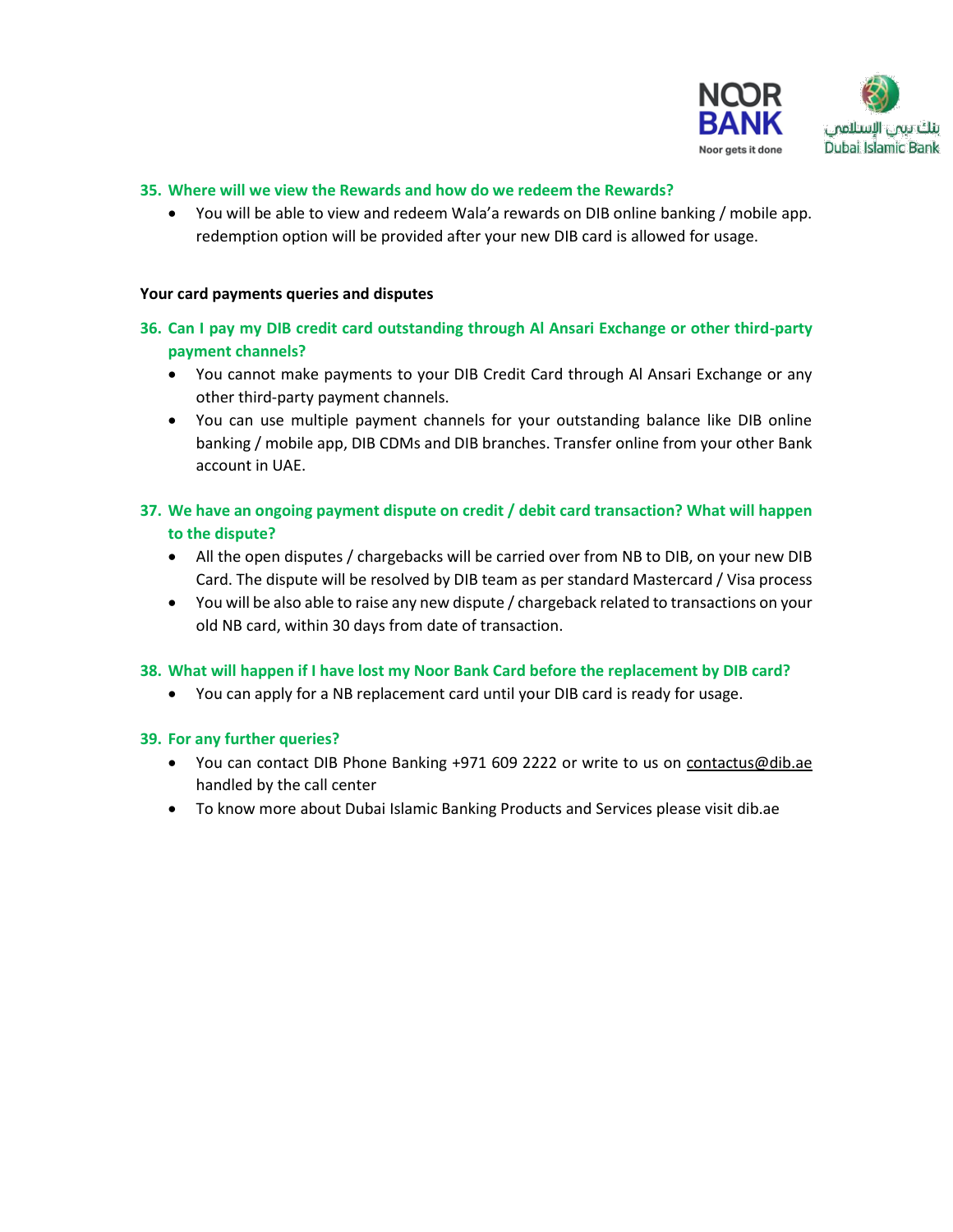**35. Where will we view the Rewards and how do we redeem the Rewards?**

- You will be able to view and redeem Wala'a rewards on DIB online banking / mobile app. redemption option will be provided after your new DIB card is allowed for usage.

**Your card payments queries and disputes**

**36. Can I pay my DIB credit card outstanding through Al Ansari Exchange or other third-party payment channels?**

- You cannot make payments to your DIB Credit Card through Al Ansari Exchange or any other third-party payment channels.
- You can use multiple payment channels for your outstanding balance like DIB online banking / mobile app, DIB CDMs and DIB branches. Transfer online from your other Bank account in UAE.

**37. We have an ongoing payment dispute on credit / debit card transaction? What will happen to the dispute?**

- All the open disputes / chargebacks will be carried over from NB to DIB, on your new DIB Card. The dispute will be resolved by DIB team as per standard Mastercard / Visa process
- You will be also able to raise any new dispute / chargeback related to transactions on your old NB card, within 30 days from date of transaction.

**38. What will happen if I have lost my Noor Bank Card before the replacement by DIB card?**

- You can apply for a NB replacement card until your DIB card is ready for usage.

**39. For any further queries?**

- You can contact DIB Phone Banking +971 609 2222 or write to us on contactus@dib.ae handled by the call center
- To know more about Dubai Islamic Banking Products and Services please visit dib.ae